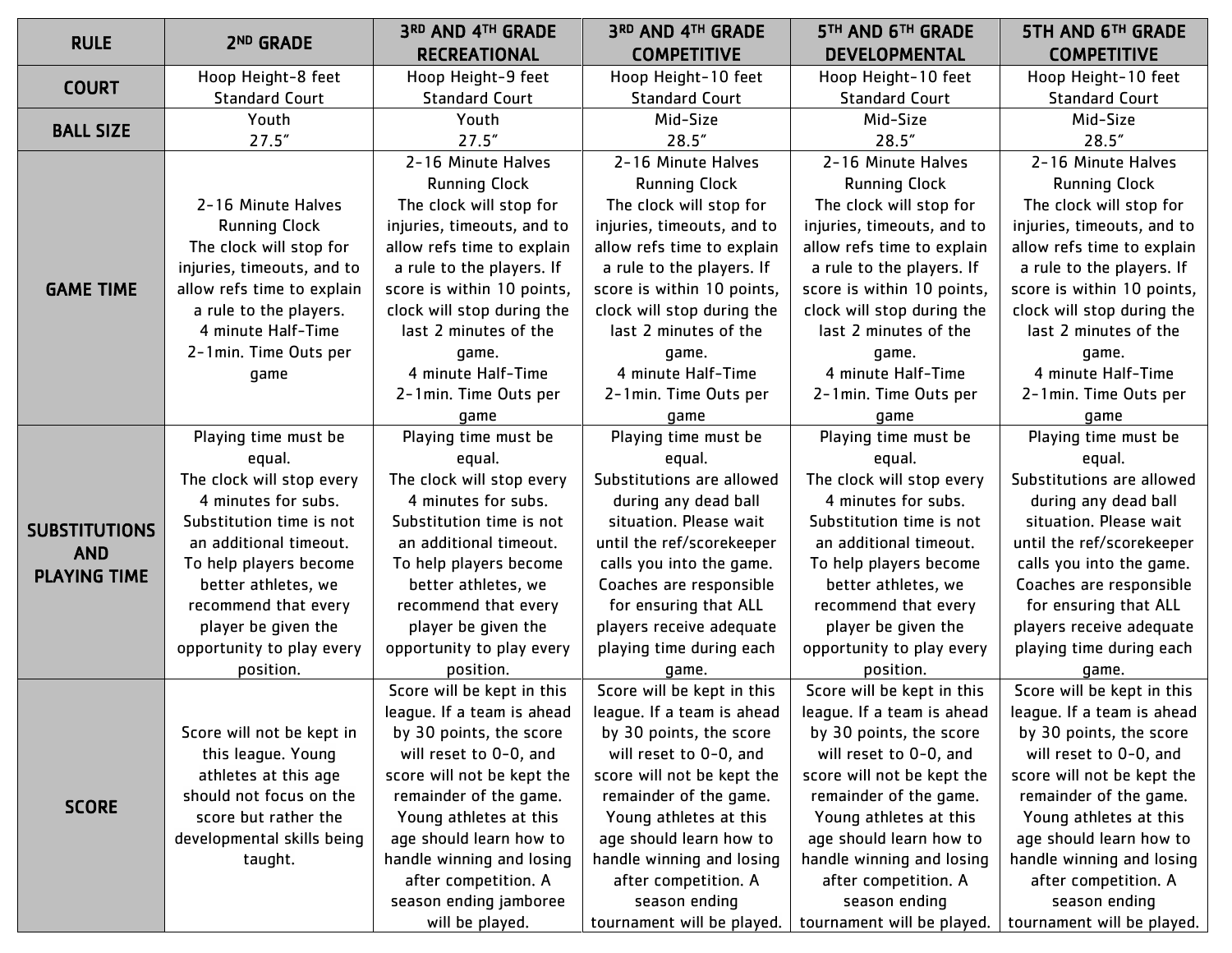| RULE | 2ND GRADE | 3RD AND 4TH GRADE RECREATIONAL | 3RD AND 4TH GRADE COMPETITIVE | 5TH AND 6TH GRADE DEVELOPMENTAL | 5TH AND 6TH GRADE COMPETITIVE |
|---|---|---|---|---|---|
| COURT | Hoop Height-8 feet Standard Court | Hoop Height-9 feet Standard Court | Hoop Height-10 feet Standard Court | Hoop Height-10 feet Standard Court | Hoop Height-10 feet Standard Court |
| BALL SIZE | Youth 27.5″ | Youth 27.5″ | Mid-Size 28.5″ | Mid-Size 28.5″ | Mid-Size 28.5″ |
| GAME TIME | 2-16 Minute Halves Running Clock The clock will stop for injuries, timeouts, and to allow refs time to explain a rule to the players. 4 minute Half-Time 2-1min. Time Outs per game | 2-16 Minute Halves Running Clock The clock will stop for injuries, timeouts, and to allow refs time to explain a rule to the players. If score is within 10 points, clock will stop during the last 2 minutes of the game. 4 minute Half-Time 2-1min. Time Outs per game | 2-16 Minute Halves Running Clock The clock will stop for injuries, timeouts, and to allow refs time to explain a rule to the players. If score is within 10 points, clock will stop during the last 2 minutes of the game. 4 minute Half-Time 2-1min. Time Outs per game | 2-16 Minute Halves Running Clock The clock will stop for injuries, timeouts, and to allow refs time to explain a rule to the players. If score is within 10 points, clock will stop during the last 2 minutes of the game. 4 minute Half-Time 2-1min. Time Outs per game | 2-16 Minute Halves Running Clock The clock will stop for injuries, timeouts, and to allow refs time to explain a rule to the players. If score is within 10 points, clock will stop during the last 2 minutes of the game. 4 minute Half-Time 2-1min. Time Outs per game |
| SUBSTITUTIONS AND PLAYING TIME | Playing time must be equal. The clock will stop every 4 minutes for subs. Substitution time is not an additional timeout. To help players become better athletes, we recommend that every player be given the opportunity to play every position. | Playing time must be equal. The clock will stop every 4 minutes for subs. Substitution time is not an additional timeout. To help players become better athletes, we recommend that every player be given the opportunity to play every position. | Playing time must be equal. Substitutions are allowed during any dead ball situation. Please wait until the ref/scorekeeper calls you into the game. Coaches are responsible for ensuring that ALL players receive adequate playing time during each game. | Playing time must be equal. The clock will stop every 4 minutes for subs. Substitution time is not an additional timeout. To help players become better athletes, we recommend that every player be given the opportunity to play every position. | Playing time must be equal. Substitutions are allowed during any dead ball situation. Please wait until the ref/scorekeeper calls you into the game. Coaches are responsible for ensuring that ALL players receive adequate playing time during each game. |
| SCORE | Score will not be kept in this league. Young athletes at this age should not focus on the score but rather the developmental skills being taught. | Score will be kept in this league. If a team is ahead by 30 points, the score will reset to 0-0, and score will not be kept the remainder of the game. Young athletes at this age should learn how to handle winning and losing after competition. A season ending jamboree will be played. | Score will be kept in this league. If a team is ahead by 30 points, the score will reset to 0-0, and score will not be kept the remainder of the game. Young athletes at this age should learn how to handle winning and losing after competition. A season ending tournament will be played. | Score will be kept in this league. If a team is ahead by 30 points, the score will reset to 0-0, and score will not be kept the remainder of the game. Young athletes at this age should learn how to handle winning and losing after competition. A season ending tournament will be played. | Score will be kept in this league. If a team is ahead by 30 points, the score will reset to 0-0, and score will not be kept the remainder of the game. Young athletes at this age should learn how to handle winning and losing after competition. A season ending tournament will be played. |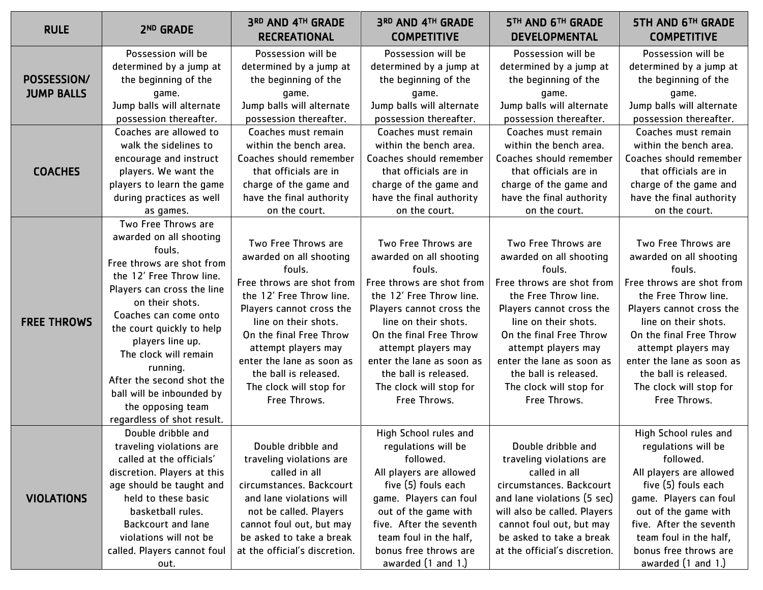| RULE | 2ND GRADE | 3RD AND 4TH GRADE RECREATIONAL | 3RD AND 4TH GRADE COMPETITIVE | 5TH AND 6TH GRADE DEVELOPMENTAL | 5TH AND 6TH GRADE COMPETITIVE |
|---|---|---|---|---|---|
| **POSSESSION/ JUMP BALLS** | Possession will be determined by a jump at the beginning of the game. Jump balls will alternate possession thereafter. | Possession will be determined by a jump at the beginning of the game. Jump balls will alternate possession thereafter. | Possession will be determined by a jump at the beginning of the game. Jump balls will alternate possession thereafter. | Possession will be determined by a jump at the beginning of the game. Jump balls will alternate possession thereafter. | Possession will be determined by a jump at the beginning of the game. Jump balls will alternate possession thereafter. |
| **COACHES** | Coaches are allowed to walk the sidelines to encourage and instruct players. We want the players to learn the game during practices as well as games. | Coaches must remain within the bench area. Coaches should remember that officials are in charge of the game and have the final authority on the court. | Coaches must remain within the bench area. Coaches should remember that officials are in charge of the game and have the final authority on the court. | Coaches must remain within the bench area. Coaches should remember that officials are in charge of the game and have the final authority on the court. | Coaches must remain within the bench area. Coaches should remember that officials are in charge of the game and have the final authority on the court. |
| **FREE THROWS** | Two Free Throws are awarded on all shooting fouls. Free throws are shot from the 12' Free Throw line. Players can cross the line on their shots. Coaches can come onto the court quickly to help players line up. The clock will remain running. After the second shot the ball will be inbounded by the opposing team regardless of shot result. | Two Free Throws are awarded on all shooting fouls. Free throws are shot from the 12' Free Throw line. Players cannot cross the line on their shots. On the final Free Throw attempt players may enter the lane as soon as the ball is released. The clock will stop for Free Throws. | Two Free Throws are awarded on all shooting fouls. Free throws are shot from the 12' Free Throw line. Players cannot cross the line on their shots. On the final Free Throw attempt players may enter the lane as soon as the ball is released. The clock will stop for Free Throws. | Two Free Throws are awarded on all shooting fouls. Free throws are shot from the Free Throw line. Players cannot cross the line on their shots. On the final Free Throw attempt players may enter the lane as soon as the ball is released. The clock will stop for Free Throws. | Two Free Throws are awarded on all shooting fouls. Free throws are shot from the Free Throw line. Players cannot cross the line on their shots. On the final Free Throw attempt players may enter the lane as soon as the ball is released. The clock will stop for Free Throws. |
| **VIOLATIONS** | Double dribble and traveling violations are called at the officials' discretion. Players at this age should be taught and held to these basic basketball rules. Backcourt and lane violations will not be called. Players cannot foul out. | Double dribble and traveling violations are called in all circumstances. Backcourt and lane violations will not be called. Players cannot foul out, but may be asked to take a break at the official's discretion. | High School rules and regulations will be followed. All players are allowed five (5) fouls each game. Players can foul out of the game with five. After the seventh team foul in the half, bonus free throws are awarded (1 and 1.) | Double dribble and traveling violations are called in all circumstances. Backcourt and lane violations (5 sec) will also be called. Players cannot foul out, but may be asked to take a break at the official's discretion. | High School rules and regulations will be followed. All players are allowed five (5) fouls each game. Players can foul out of the game with five. After the seventh team foul in the half, bonus free throws are awarded (1 and 1.) |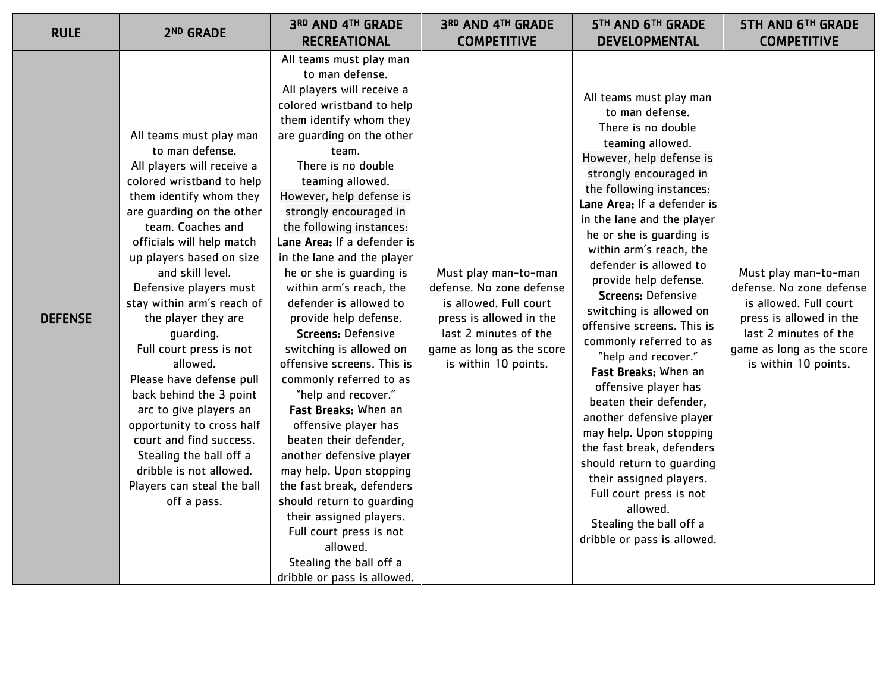| RULE | 2ND GRADE | 3RD AND 4TH GRADE RECREATIONAL | 3RD AND 4TH GRADE COMPETITIVE | 5TH AND 6TH GRADE DEVELOPMENTAL | 5TH AND 6TH GRADE COMPETITIVE |
|---|---|---|---|---|---|
| **DEFENSE** | All teams must play man to man defense. All players will receive a colored wristband to help them identify whom they are guarding on the other team. Coaches and officials will help match up players based on size and skill level. Defensive players must stay within arm's reach of the player they are guarding. Full court press is not allowed. Please have defense pull back behind the 3 point arc to give players an opportunity to cross half court and find success. Stealing the ball off a dribble is not allowed. Players can steal the ball off a pass. | All teams must play man to man defense. All players will receive a colored wristband to help them identify whom they are guarding on the other team. There is no double teaming allowed. However, help defense is strongly encouraged in the following instances: **Lane Area:** If a defender is in the lane and the player he or she is guarding is within arm's reach, the defender is allowed to provide help defense. **Screens:** Defensive switching is allowed on offensive screens. This is commonly referred to as "help and recover." **Fast Breaks:** When an offensive player has beaten their defender, another defensive player may help. Upon stopping the fast break, defenders should return to guarding their assigned players. Full court press is not allowed. Stealing the ball off a dribble or pass is allowed. | Must play man-to-man defense. No zone defense is allowed. Full court press is allowed in the last 2 minutes of the game as long as the score is within 10 points. | All teams must play man to man defense. There is no double teaming allowed. However, help defense is strongly encouraged in the following instances: **Lane Area:** If a defender is in the lane and the player he or she is guarding is within arm's reach, the defender is allowed to provide help defense. **Screens:** Defensive switching is allowed on offensive screens. This is commonly referred to as "help and recover." **Fast Breaks:** When an offensive player has beaten their defender, another defensive player may help. Upon stopping the fast break, defenders should return to guarding their assigned players. Full court press is not allowed. Stealing the ball off a dribble or pass is allowed. | Must play man-to-man defense. No zone defense is allowed. Full court press is allowed in the last 2 minutes of the game as long as the score is within 10 points. |